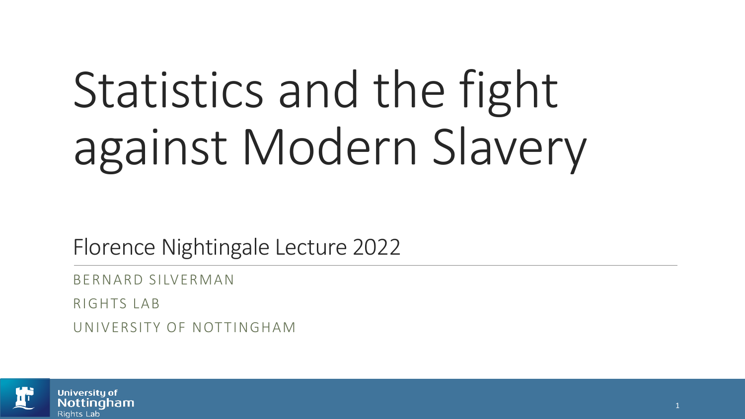# Statistics and the fight against Modern Slavery

Florence Nightingale Lecture 2022

BERNARD SILVERMAN

RIGHTS LAB

UNIVERSITY OF NOTTINGHAM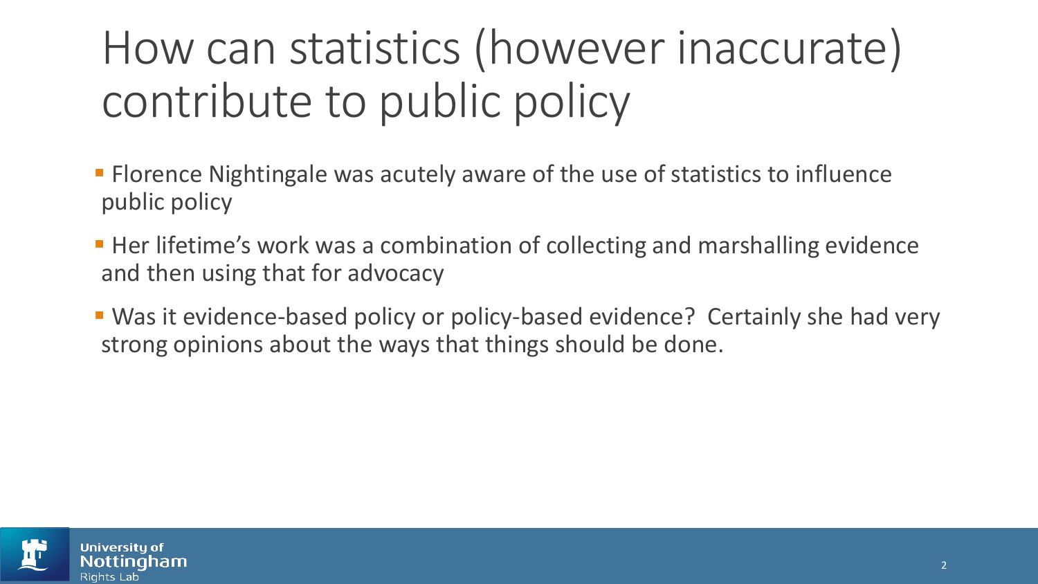# How can statistics (however inaccurate) contribute to public policy

- Florence Nightingale was acutely aware of the use of statistics to influence public policy
- Her lifetime's work was a combination of collecting and marshalling evidence and then using that for advocacy
- Was it evidence-based policy or policy-based evidence? Certainly she had very strong opinions about the ways that things should be done.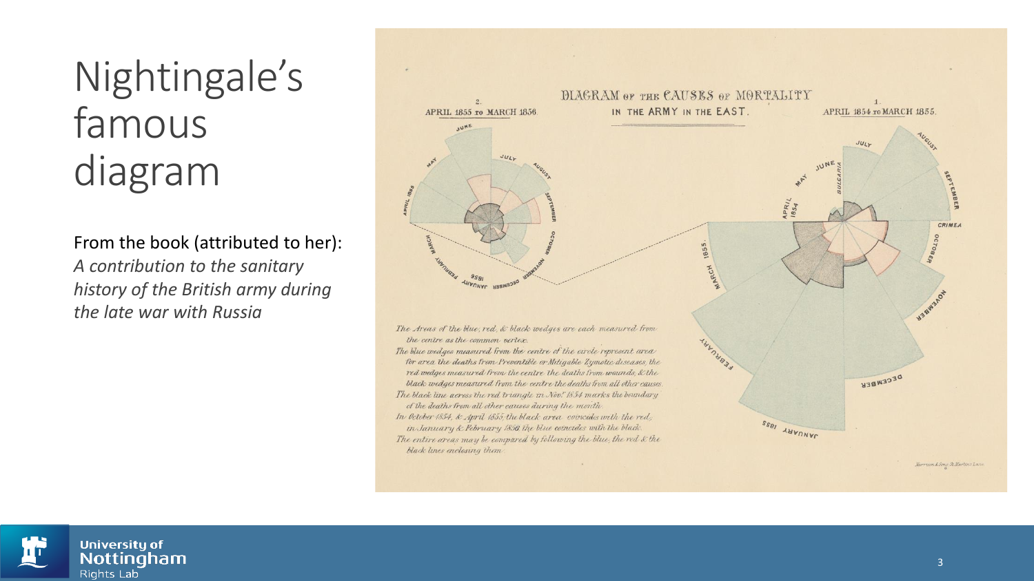# Nightingale's famous diagram

From the book (attributed to her): *A contribution to the sanitary history of the British army during the late war with Russia*

DIAGRAM OF THE CAUSES OF MORTALITY IN THE ARMY IN THE EAST.

2. APRIL 1855 TO MARCH 1856

1. APRIL 1854 TO MARCH 1855.

*The Areas of the blue, red, & black wedges are each measured from the centre as the common vertex.*
*The blue wedges measured from the centre of the circle represent area for area the deaths from Preventible or Mitigable Zymotic diseases, the red wedges measured from the centre the deaths from wounds, & the black wedges measured from the centre the deaths from all other causes.*
*The black line across the red triangle in Nov.r 1854 marks the boundary of the deaths from all other causes during the month.*
*In October 1854, & April 1855, the black area coincides with the red, in January & February 1856, the blue coincides with the black.*
*The entire areas may be compared by following the blue, the red & the black lines enclosing them.*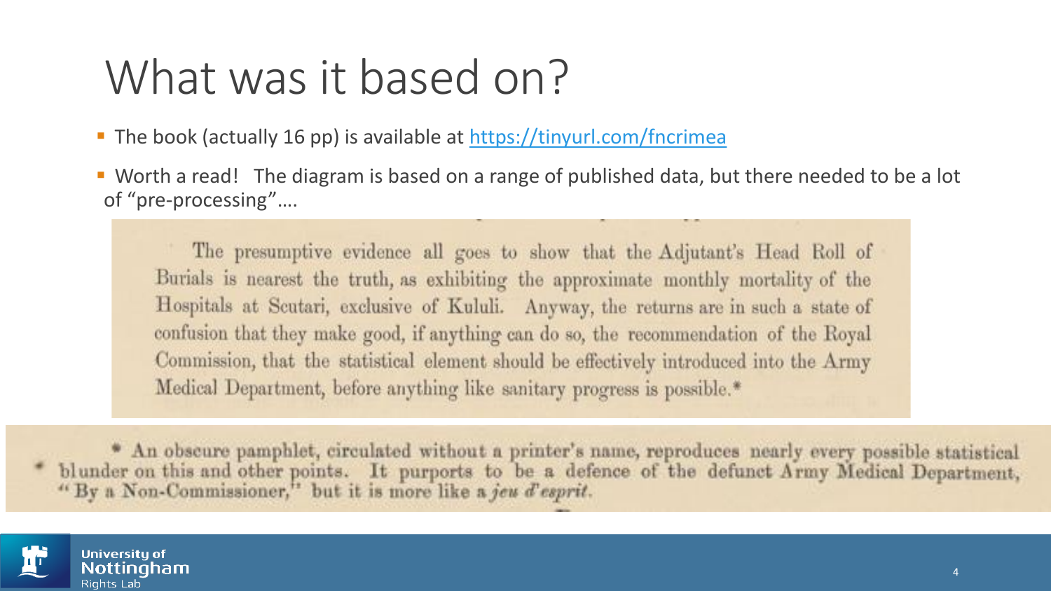# What was it based on?

- The book (actually 16 pp) is available at [https://tinyurl.com/fncrimea](https://tinyurl.com/fncrimea)
- Worth a read! The diagram is based on a range of published data, but there needed to be a lot of "pre-processing"….

> The presumptive evidence all goes to show that the Adjutant's Head Roll of Burials is nearest the truth, as exhibiting the approximate monthly mortality of the Hospitals at Scutari, exclusive of Kululi. Anyway, the returns are in such a state of confusion that they make good, if anything can do so, the recommendation of the Royal Commission, that the statistical element should be effectively introduced into the Army Medical Department, before anything like sanitary progress is possible.*

> * An obscure pamphlet, circulated without a printer's name, reproduces nearly every possible statistical blunder on this and other points. It purports to be a defence of the defunct Army Medical Department, "By a Non-Commissioner," but it is more like a *jeu d'esprit*.

University of Nottingham Rights Lab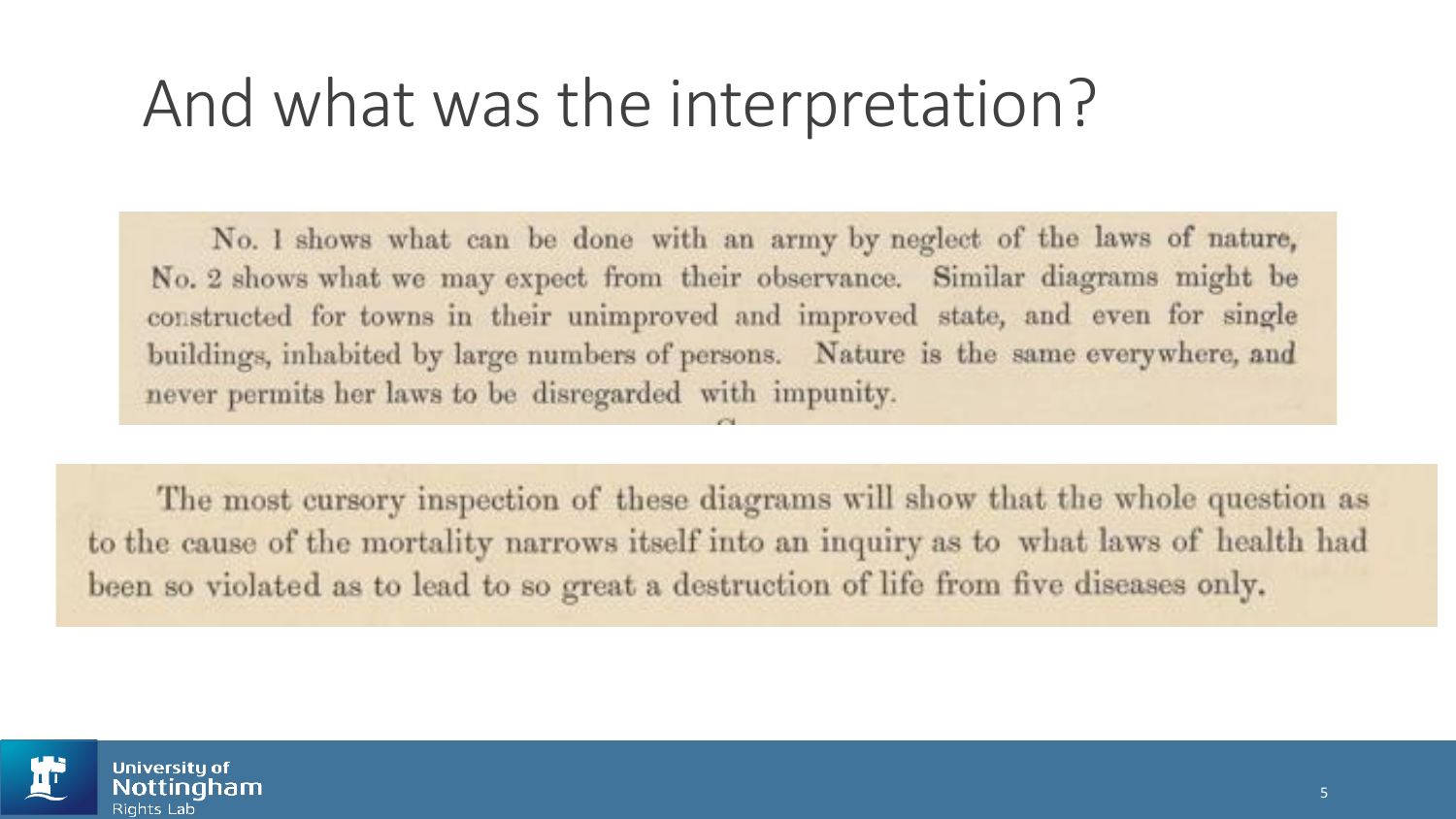# And what was the interpretation?

No. 1 shows what can be done with an army by neglect of the laws of nature, No. 2 shows what we may expect from their observance. Similar diagrams might be constructed for towns in their unimproved and improved state, and even for single buildings, inhabited by large numbers of persons. Nature is the same everywhere, and never permits her laws to be disregarded with impunity.

The most cursory inspection of these diagrams will show that the whole question as to the cause of the mortality narrows itself into an inquiry as to what laws of health had been so violated as to lead to so great a destruction of life from five diseases only.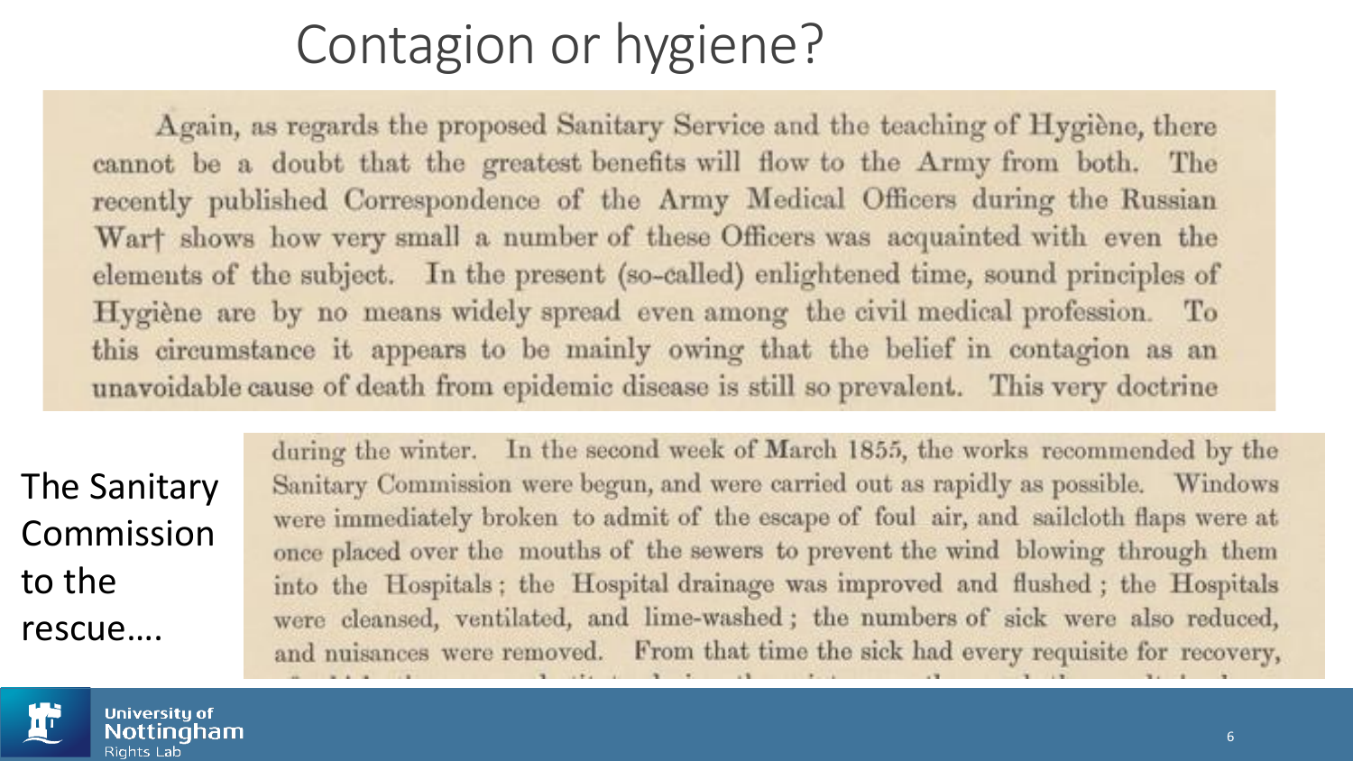# Contagion or hygiene?

Again, as regards the proposed Sanitary Service and the teaching of Hygiène, there cannot be a doubt that the greatest benefits will flow to the Army from both. The recently published Correspondence of the Army Medical Officers during the Russian War† shows how very small a number of these Officers was acquainted with even the elements of the subject. In the present (so-called) enlightened time, sound principles of Hygiène are by no means widely spread even among the civil medical profession. To this circumstance it appears to be mainly owing that the belief in contagion as an unavoidable cause of death from epidemic disease is still so prevalent. This very doctrine

The Sanitary Commission to the rescue….

during the winter. In the second week of March 1855, the works recommended by the Sanitary Commission were begun, and were carried out as rapidly as possible. Windows were immediately broken to admit of the escape of foul air, and sailcloth flaps were at once placed over the mouths of the sewers to prevent the wind blowing through them into the Hospitals; the Hospital drainage was improved and flushed; the Hospitals were cleansed, ventilated, and lime-washed; the numbers of sick were also reduced, and nuisances were removed. From that time the sick had every requisite for recovery,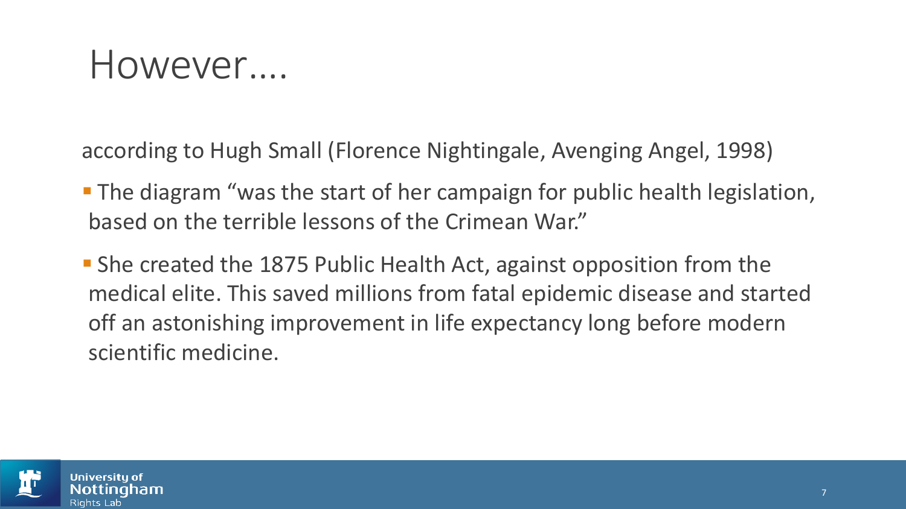# However….

according to Hugh Small (Florence Nightingale, Avenging Angel, 1998)

- The diagram "was the start of her campaign for public health legislation, based on the terrible lessons of the Crimean War."
- She created the 1875 Public Health Act, against opposition from the medical elite. This saved millions from fatal epidemic disease and started off an astonishing improvement in life expectancy long before modern scientific medicine.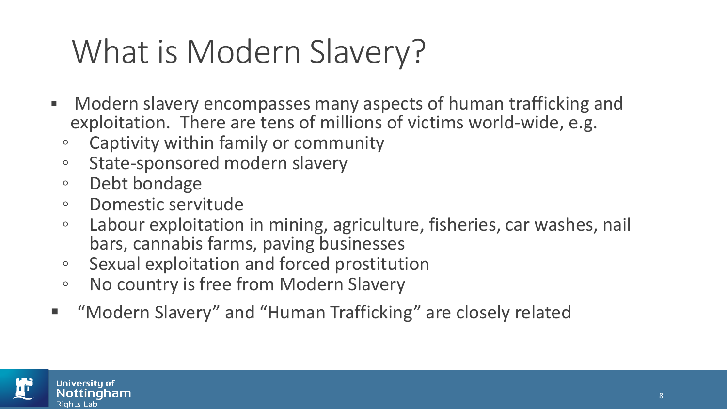# What is Modern Slavery?

- Modern slavery encompasses many aspects of human trafficking and exploitation. There are tens of millions of victims world-wide, e.g.
  - Captivity within family or community
  - State-sponsored modern slavery
  - Debt bondage
  - Domestic servitude
  - Labour exploitation in mining, agriculture, fisheries, car washes, nail bars, cannabis farms, paving businesses
  - Sexual exploitation and forced prostitution
  - No country is free from Modern Slavery
- "Modern Slavery" and "Human Trafficking" are closely related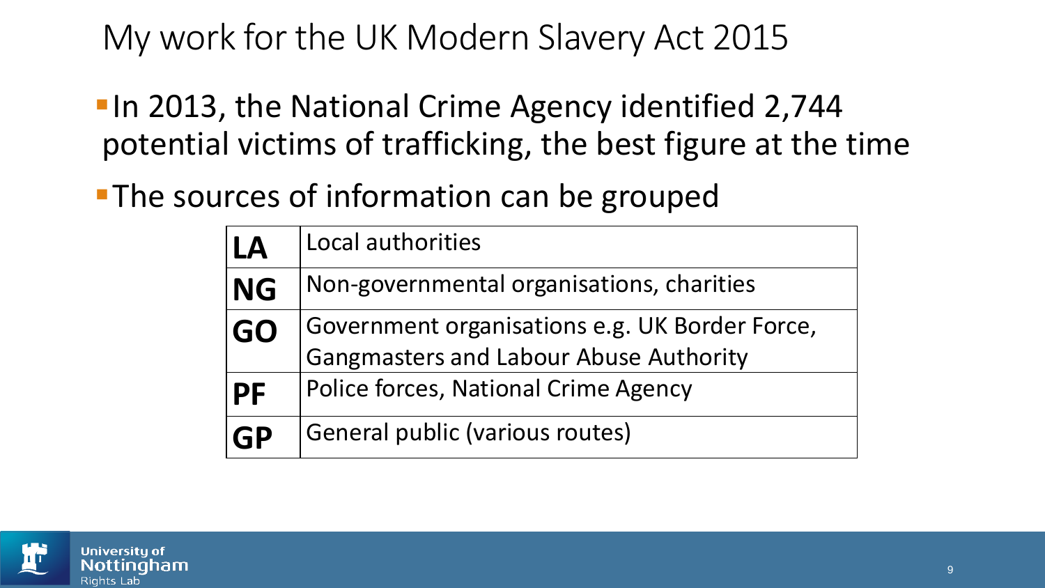# My work for the UK Modern Slavery Act 2015

- In 2013, the National Crime Agency identified 2,744 potential victims of trafficking, the best figure at the time
- The sources of information can be grouped

| | |
|---|---|
| **LA** | Local authorities |
| **NG** | Non-governmental organisations, charities |
| **GO** | Government organisations e.g. UK Border Force, Gangmasters and Labour Abuse Authority |
| **PF** | Police forces, National Crime Agency |
| **GP** | General public (various routes) |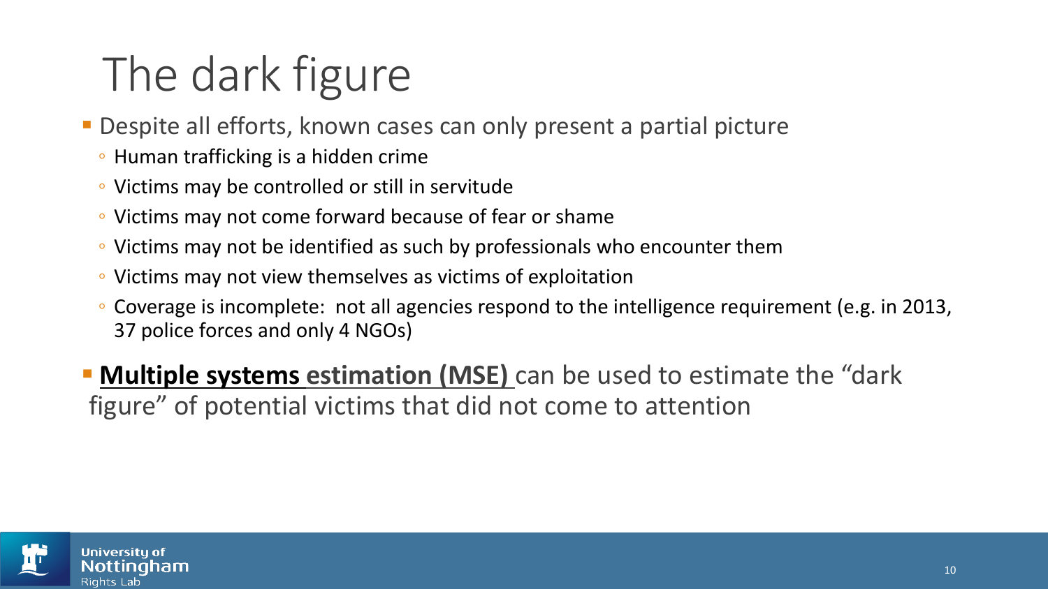# The dark figure

- Despite all efforts, known cases can only present a partial picture
  - Human trafficking is a hidden crime
  - Victims may be controlled or still in servitude
  - Victims may not come forward because of fear or shame
  - Victims may not be identified as such by professionals who encounter them
  - Victims may not view themselves as victims of exploitation
  - Coverage is incomplete: not all agencies respond to the intelligence requirement (e.g. in 2013, 37 police forces and only 4 NGOs)
- **Multiple systems estimation (MSE)** can be used to estimate the "dark figure" of potential victims that did not come to attention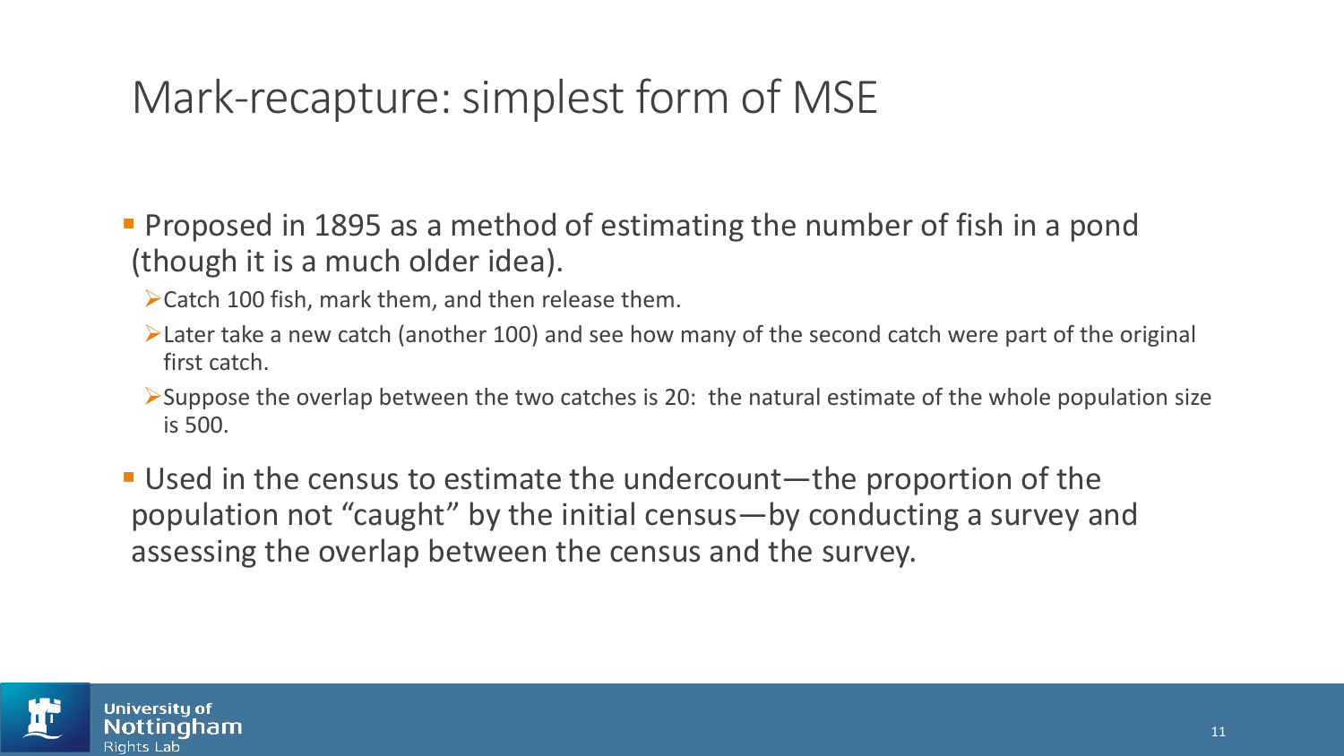# Mark-recapture: simplest form of MSE

- Proposed in 1895 as a method of estimating the number of fish in a pond (though it is a much older idea).
  - Catch 100 fish, mark them, and then release them.
  - Later take a new catch (another 100) and see how many of the second catch were part of the original first catch.
  - Suppose the overlap between the two catches is 20: the natural estimate of the whole population size is 500.
- Used in the census to estimate the undercount—the proportion of the population not "caught" by the initial census—by conducting a survey and assessing the overlap between the census and the survey.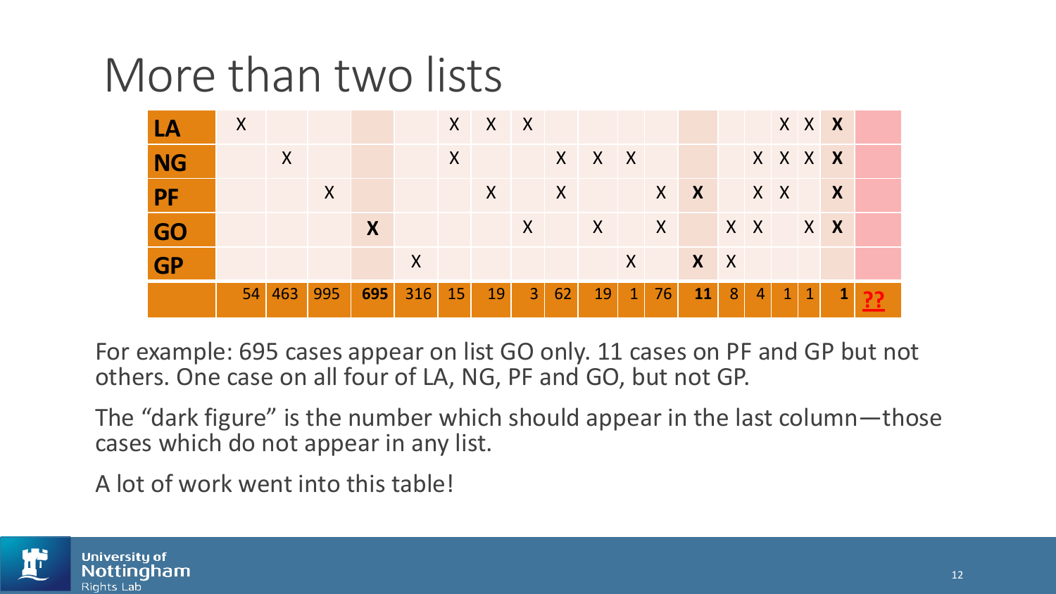# More than two lists

| | | | | | | | | | | | | | | | | | | | |
|---|---|---|---|---|---|---|---|---|---|---|---|---|---|---|---|---|---|---|---|
| **LA** | X | | | | | X | X | X | | | | | | | | X | X | **X** | |
| **NG** | | X | | | | X | | | X | X | X | | | | X | X | X | **X** | |
| **PF** | | | X | | | | X | | X | | | X | **X** | | X | X | | **X** | |
| **GO** | | | | **X** | | | | X | | X | | X | | X | X | | X | **X** | |
| **GP** | | | | | X | | | | | | X | | **X** | X | | | | | |
| | 54 | 463 | 995 | **695** | 316 | 15 | 19 | 3 | 62 | 19 | 1 | 76 | **11** | 8 | 4 | 1 | 1 | **1** | **??** |

For example: 695 cases appear on list GO only. 11 cases on PF and GP but not others. One case on all four of LA, NG, PF and GO, but not GP.

The "dark figure" is the number which should appear in the last column—those cases which do not appear in any list.

A lot of work went into this table!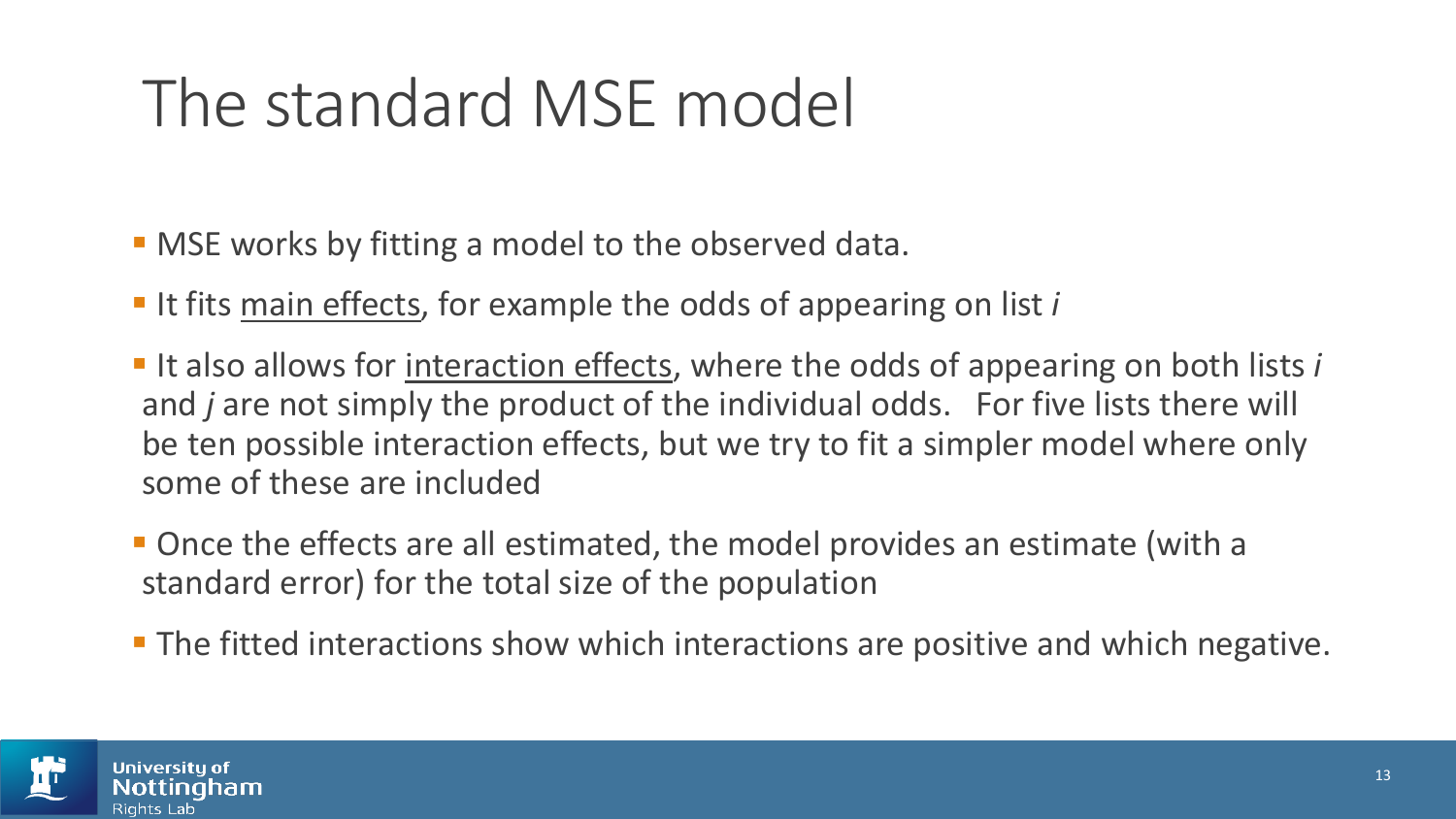# The standard MSE model

- MSE works by fitting a model to the observed data.
- It fits <u>main effects</u>, for example the odds of appearing on list *i*
- It also allows for <u>interaction effects</u>, where the odds of appearing on both lists *i* and *j* are not simply the product of the individual odds. For five lists there will be ten possible interaction effects, but we try to fit a simpler model where only some of these are included
- Once the effects are all estimated, the model provides an estimate (with a standard error) for the total size of the population
- The fitted interactions show which interactions are positive and which negative.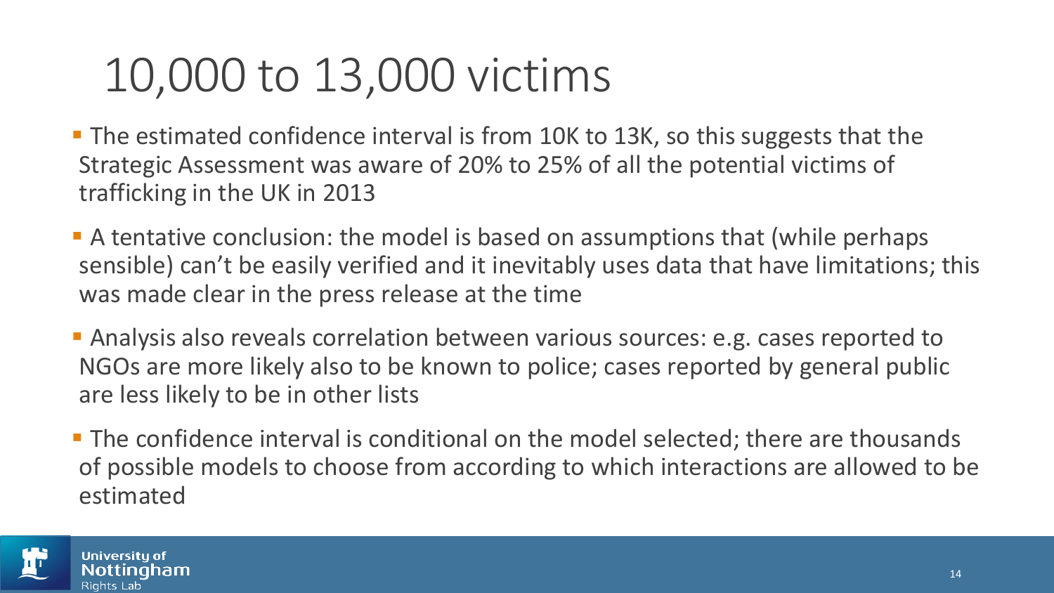# 10,000 to 13,000 victims

- The estimated confidence interval is from 10K to 13K, so this suggests that the Strategic Assessment was aware of 20% to 25% of all the potential victims of trafficking in the UK in 2013
- A tentative conclusion: the model is based on assumptions that (while perhaps sensible) can't be easily verified and it inevitably uses data that have limitations; this was made clear in the press release at the time
- Analysis also reveals correlation between various sources: e.g. cases reported to NGOs are more likely also to be known to police; cases reported by general public are less likely to be in other lists
- The confidence interval is conditional on the model selected; there are thousands of possible models to choose from according to which interactions are allowed to be estimated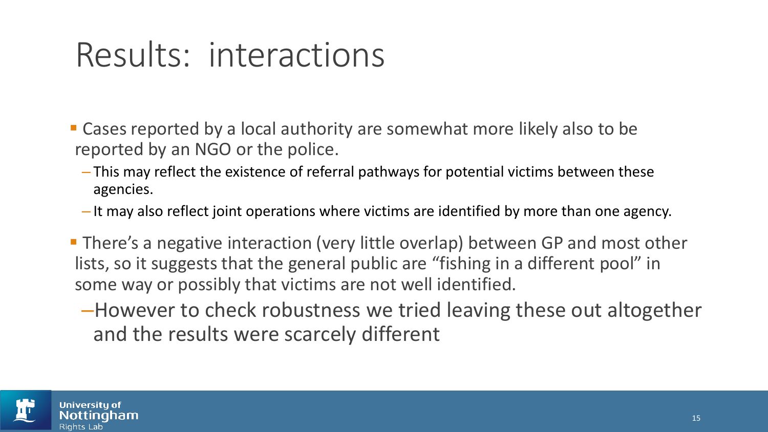# Results: interactions

- Cases reported by a local authority are somewhat more likely also to be reported by an NGO or the police.
  - This may reflect the existence of referral pathways for potential victims between these agencies.
  - It may also reflect joint operations where victims are identified by more than one agency.
- There's a negative interaction (very little overlap) between GP and most other lists, so it suggests that the general public are "fishing in a different pool" in some way or possibly that victims are not well identified.
  - However to check robustness we tried leaving these out altogether and the results were scarcely different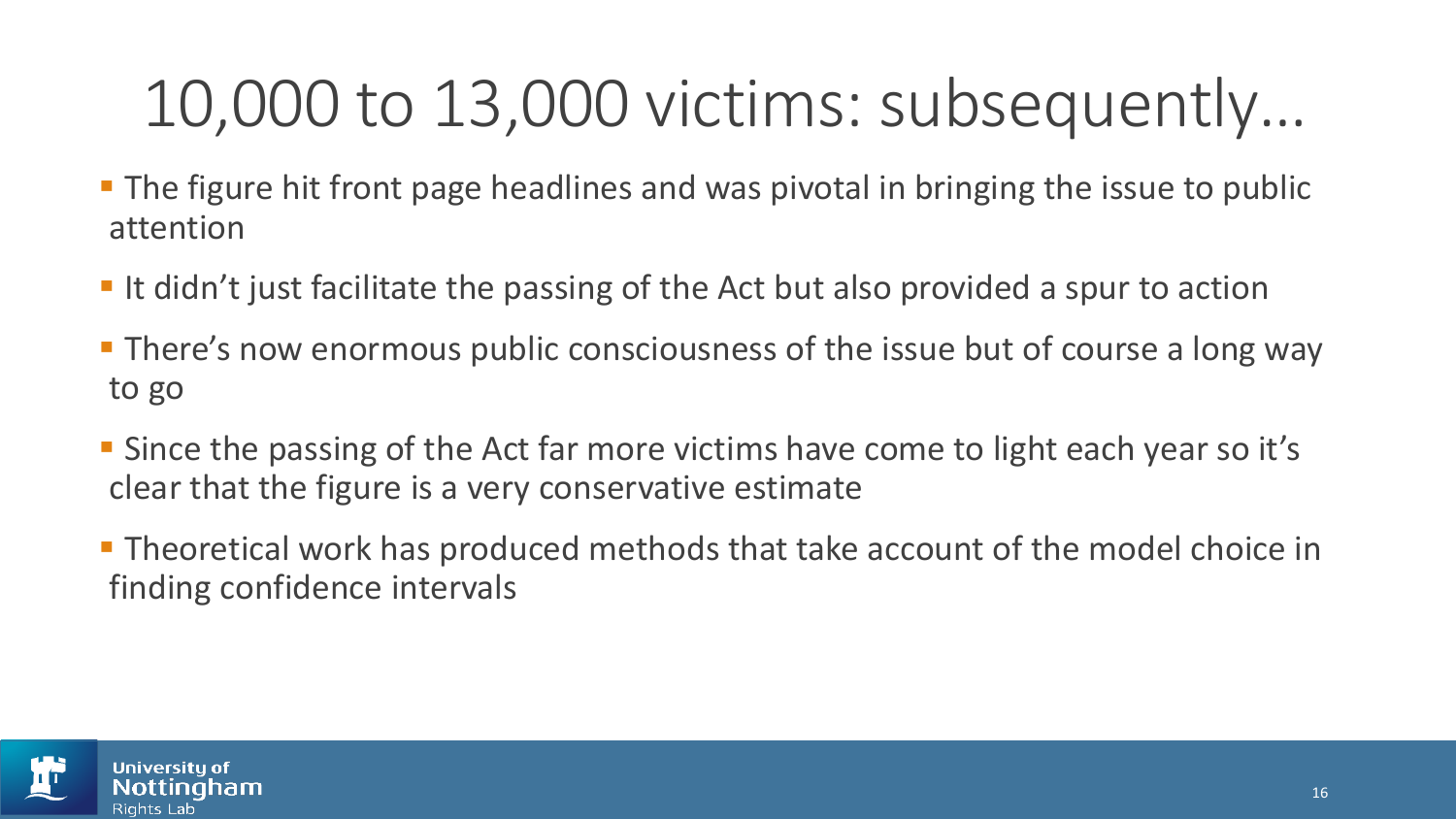# 10,000 to 13,000 victims: subsequently…

- The figure hit front page headlines and was pivotal in bringing the issue to public attention
- It didn't just facilitate the passing of the Act but also provided a spur to action
- There's now enormous public consciousness of the issue but of course a long way to go
- Since the passing of the Act far more victims have come to light each year so it's clear that the figure is a very conservative estimate
- Theoretical work has produced methods that take account of the model choice in finding confidence intervals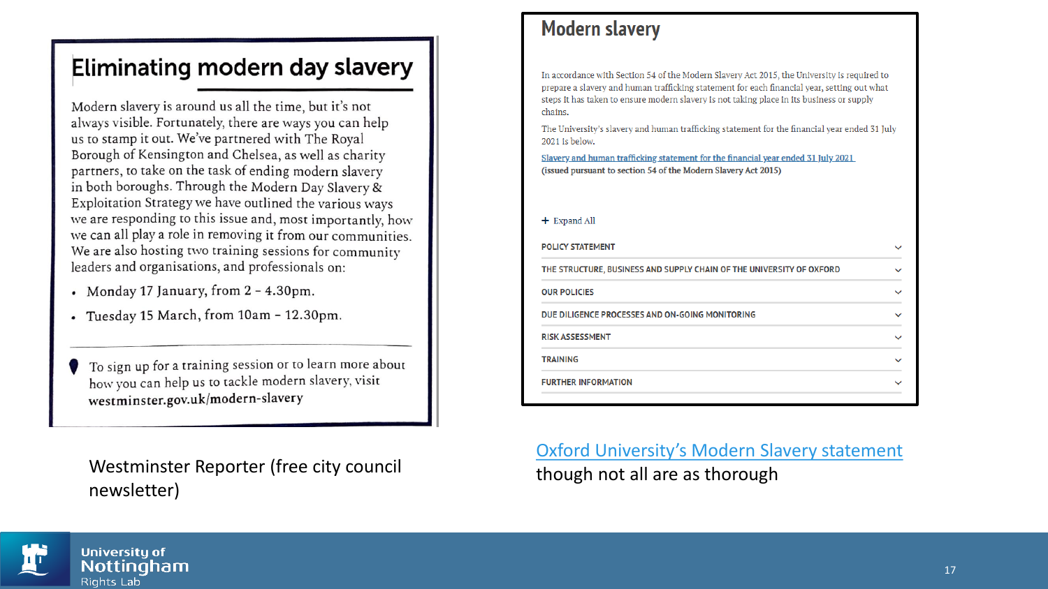## Eliminating modern day slavery

Modern slavery is around us all the time, but it's not always visible. Fortunately, there are ways you can help us to stamp it out. We've partnered with The Royal Borough of Kensington and Chelsea, as well as charity partners, to take on the task of ending modern slavery in both boroughs. Through the Modern Day Slavery & Exploitation Strategy we have outlined the various ways we are responding to this issue and, most importantly, how we can all play a role in removing it from our communities. We are also hosting two training sessions for community leaders and organisations, and professionals on:

- Monday 17 January, from 2 – 4.30pm.
- Tuesday 15 March, from 10am – 12.30pm.

To sign up for a training session or to learn more about how you can help us to tackle modern slavery, visit **westminster.gov.uk/modern-slavery**

Westminster Reporter (free city council newsletter)

## Modern slavery

In accordance with Section 54 of the Modern Slavery Act 2015, the University is required to prepare a slavery and human trafficking statement for each financial year, setting out what steps it has taken to ensure modern slavery is not taking place in its business or supply chains.

The University's slavery and human trafficking statement for the financial year ended 31 July 2021 is below.

Slavery and human trafficking statement for the financial year ended 31 July 2021
(issued pursuant to section 54 of the Modern Slavery Act 2015)

+ Expand All

- POLICY STATEMENT
- THE STRUCTURE, BUSINESS AND SUPPLY CHAIN OF THE UNIVERSITY OF OXFORD
- OUR POLICIES
- DUE DILIGENCE PROCESSES AND ON-GOING MONITORING
- RISK ASSESSMENT
- TRAINING
- FURTHER INFORMATION

Oxford University's Modern Slavery statement though not all are as thorough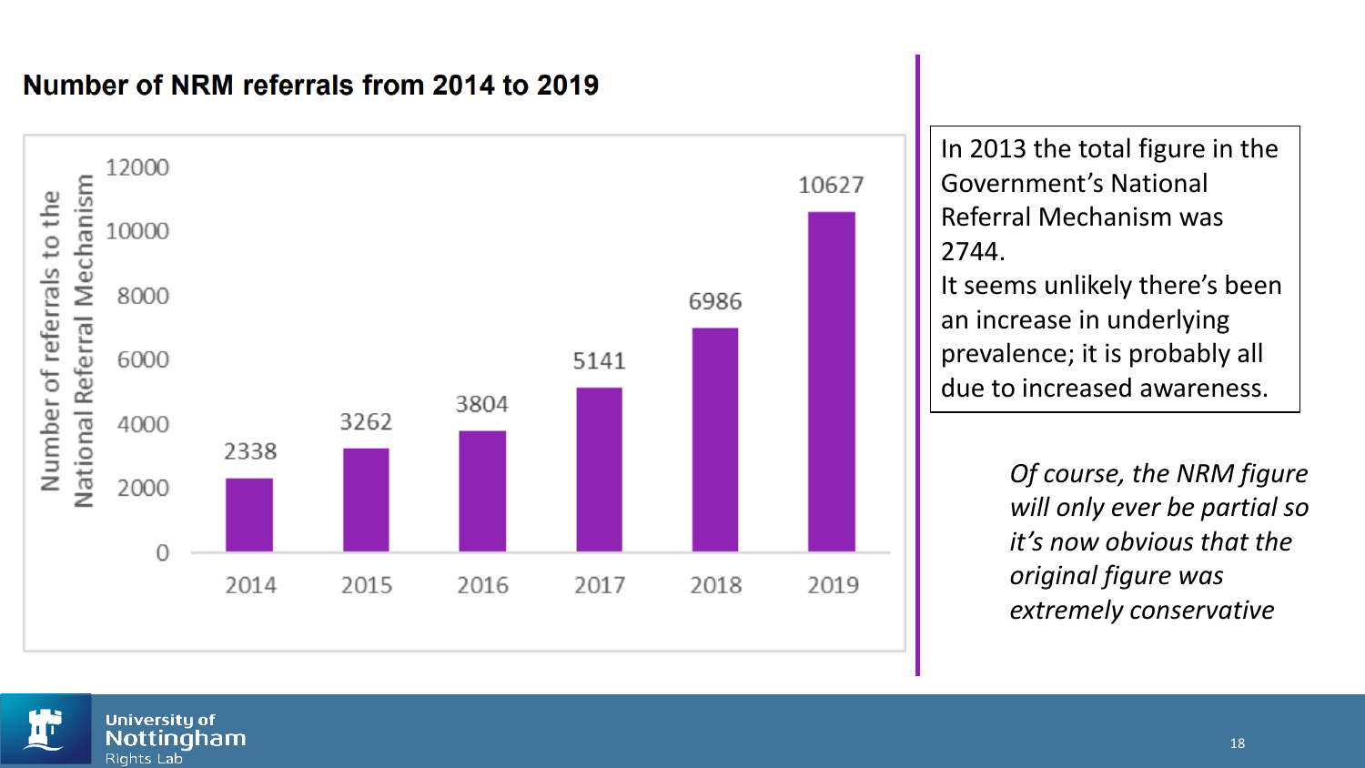## Number of NRM referrals from 2014 to 2019

| Year | Number of referrals to the National Referral Mechanism |
|---|---|
| 2014 | 2338 |
| 2015 | 3262 |
| 2016 | 3804 |
| 2017 | 5141 |
| 2018 | 6986 |
| 2019 | 10627 |

In 2013 the total figure in the Government's National Referral Mechanism was 2744.
It seems unlikely there's been an increase in underlying prevalence; it is probably all due to increased awareness.

*Of course, the NRM figure will only ever be partial so it's now obvious that the original figure was extremely conservative*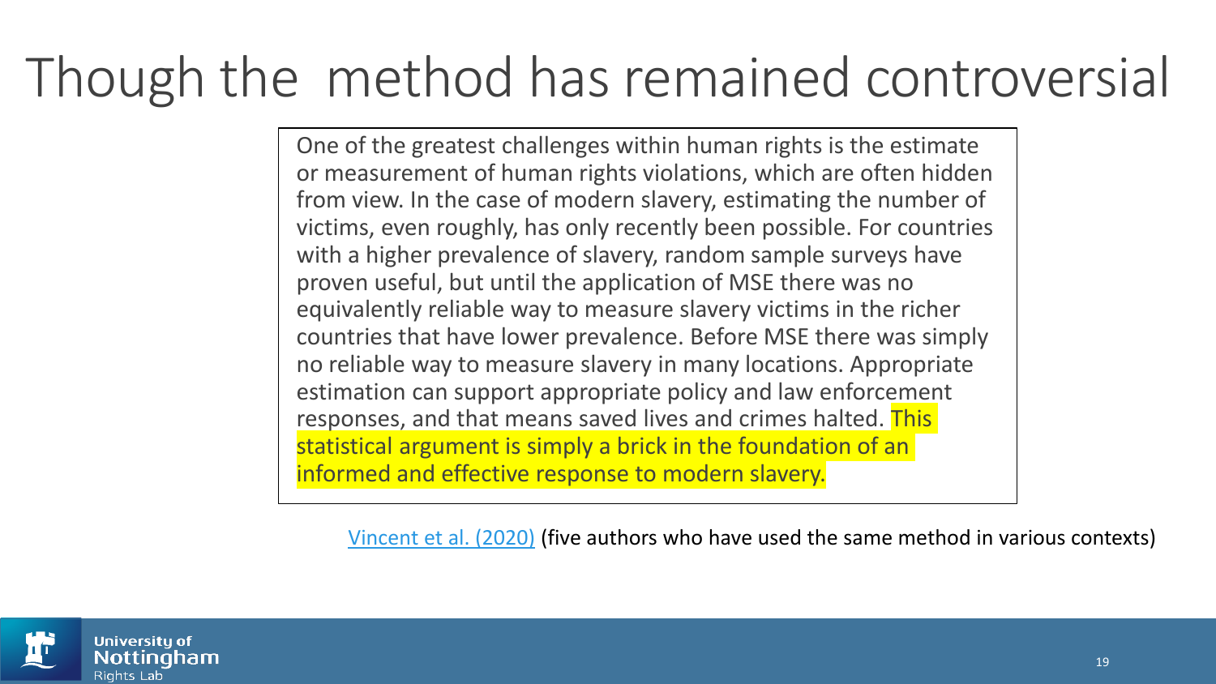# Though the method has remained controversial

> One of the greatest challenges within human rights is the estimate or measurement of human rights violations, which are often hidden from view. In the case of modern slavery, estimating the number of victims, even roughly, has only recently been possible. For countries with a higher prevalence of slavery, random sample surveys have proven useful, but until the application of MSE there was no equivalently reliable way to measure slavery victims in the richer countries that have lower prevalence. Before MSE there was simply no reliable way to measure slavery in many locations. Appropriate estimation can support appropriate policy and law enforcement responses, and that means saved lives and crimes halted. This statistical argument is simply a brick in the foundation of an informed and effective response to modern slavery.

Vincent et al. (2020) (five authors who have used the same method in various contexts)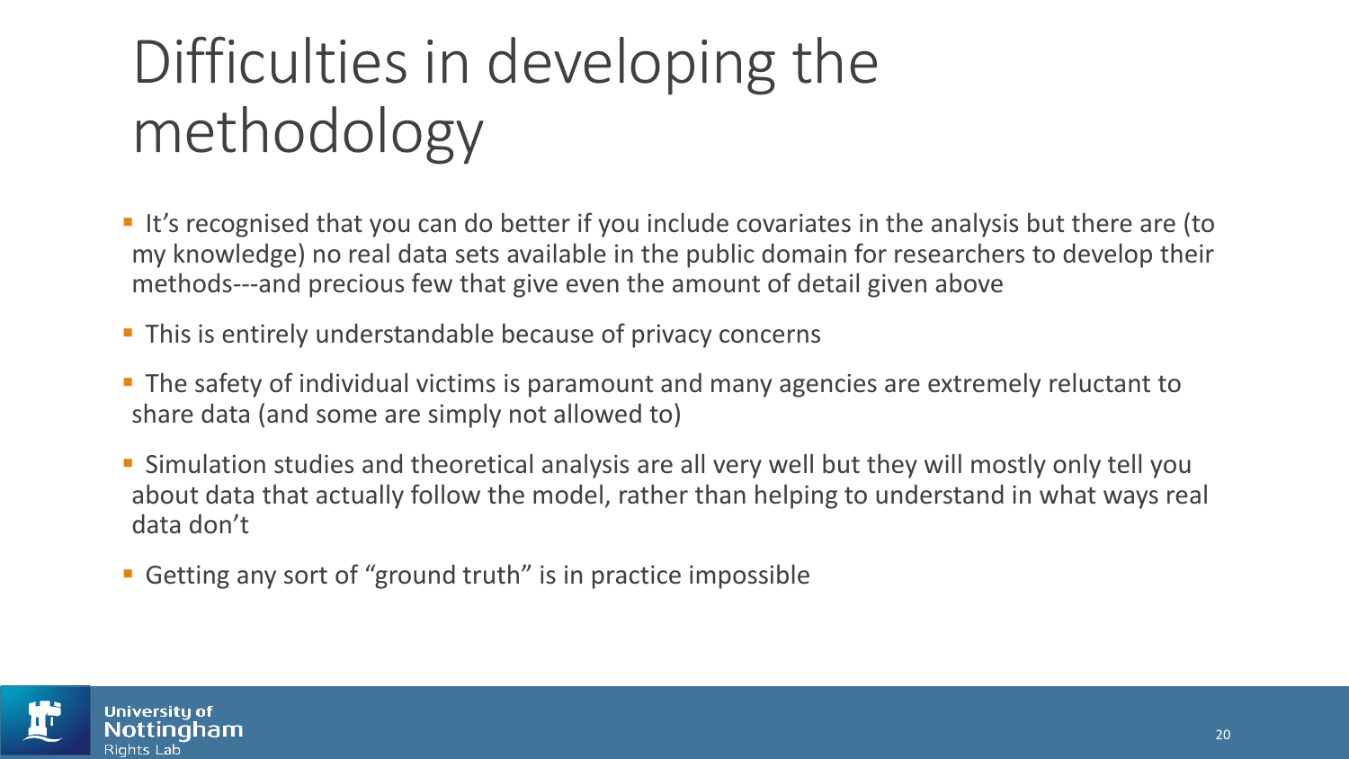# Difficulties in developing the methodology

- It's recognised that you can do better if you include covariates in the analysis but there are (to my knowledge) no real data sets available in the public domain for researchers to develop their methods---and precious few that give even the amount of detail given above
- This is entirely understandable because of privacy concerns
- The safety of individual victims is paramount and many agencies are extremely reluctant to share data (and some are simply not allowed to)
- Simulation studies and theoretical analysis are all very well but they will mostly only tell you about data that actually follow the model, rather than helping to understand in what ways real data don't
- Getting any sort of "ground truth" is in practice impossible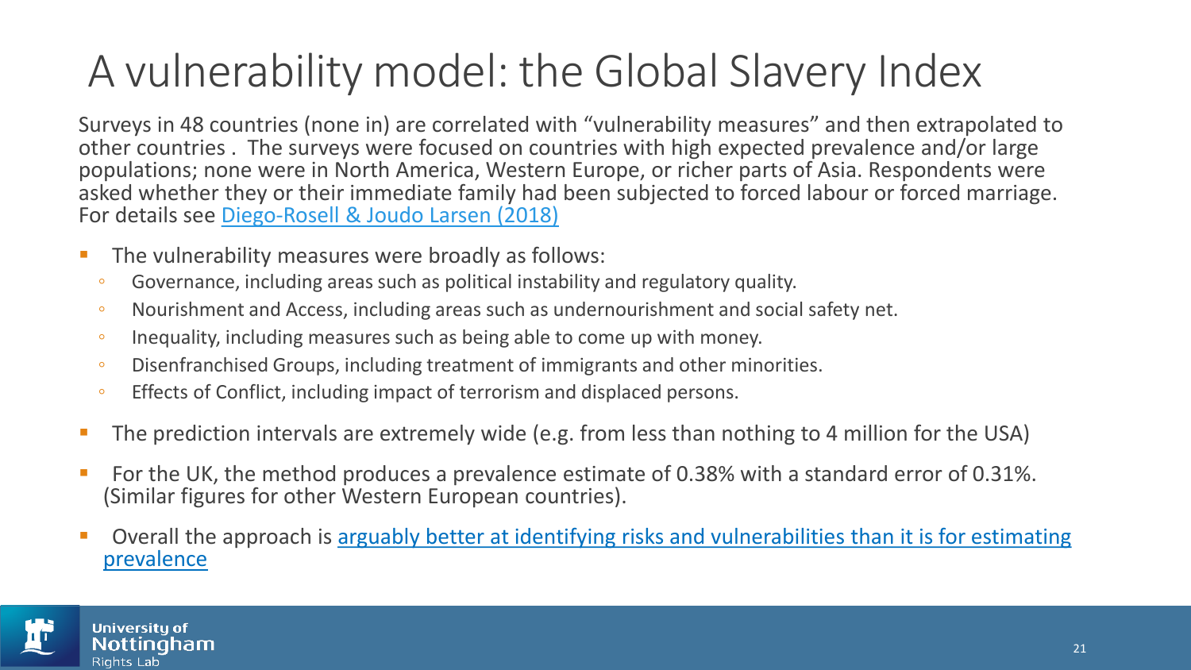# A vulnerability model: the Global Slavery Index

Surveys in 48 countries (none in) are correlated with "vulnerability measures" and then extrapolated to other countries . The surveys were focused on countries with high expected prevalence and/or large populations; none were in North America, Western Europe, or richer parts of Asia. Respondents were asked whether they or their immediate family had been subjected to forced labour or forced marriage. For details see Diego-Rosell & Joudo Larsen (2018)

- The vulnerability measures were broadly as follows:
  - Governance, including areas such as political instability and regulatory quality.
  - Nourishment and Access, including areas such as undernourishment and social safety net.
  - Inequality, including measures such as being able to come up with money.
  - Disenfranchised Groups, including treatment of immigrants and other minorities.
  - Effects of Conflict, including impact of terrorism and displaced persons.
- The prediction intervals are extremely wide (e.g. from less than nothing to 4 million for the USA)
- For the UK, the method produces a prevalence estimate of 0.38% with a standard error of 0.31%. (Similar figures for other Western European countries).
- Overall the approach is arguably better at identifying risks and vulnerabilities than it is for estimating prevalence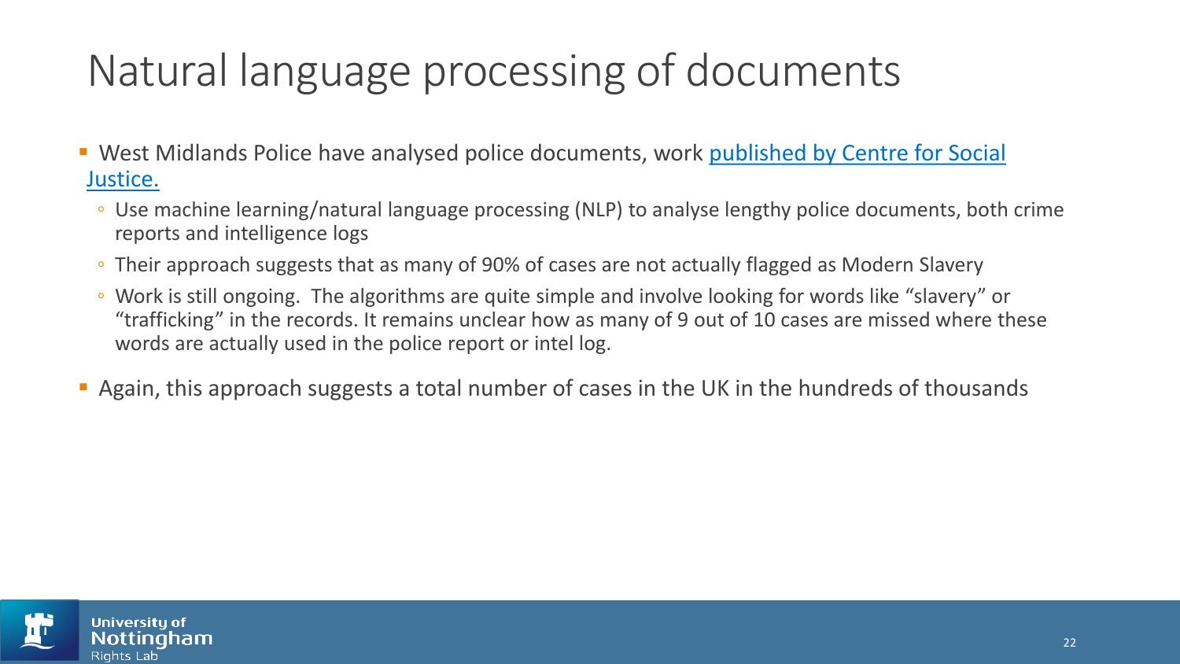# Natural language processing of documents

- West Midlands Police have analysed police documents, work published by Centre for Social Justice.
  - Use machine learning/natural language processing (NLP) to analyse lengthy police documents, both crime reports and intelligence logs
  - Their approach suggests that as many of 90% of cases are not actually flagged as Modern Slavery
  - Work is still ongoing. The algorithms are quite simple and involve looking for words like “slavery” or “trafficking” in the records. It remains unclear how as many of 9 out of 10 cases are missed where these words are actually used in the police report or intel log.
- Again, this approach suggests a total number of cases in the UK in the hundreds of thousands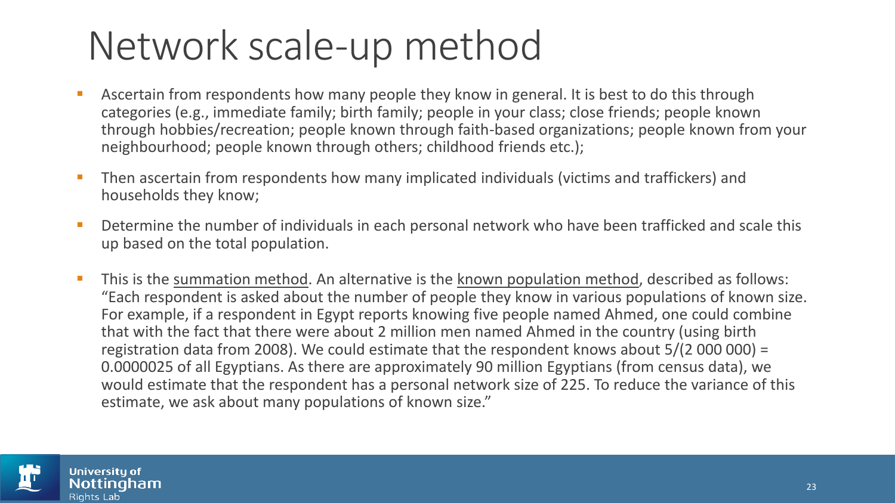# Network scale-up method

- Ascertain from respondents how many people they know in general. It is best to do this through categories (e.g., immediate family; birth family; people in your class; close friends; people known through hobbies/recreation; people known through faith-based organizations; people known from your neighbourhood; people known through others; childhood friends etc.);
- Then ascertain from respondents how many implicated individuals (victims and traffickers) and households they know;
- Determine the number of individuals in each personal network who have been trafficked and scale this up based on the total population.
- This is the summation method. An alternative is the known population method, described as follows: "Each respondent is asked about the number of people they know in various populations of known size. For example, if a respondent in Egypt reports knowing five people named Ahmed, one could combine that with the fact that there were about 2 million men named Ahmed in the country (using birth registration data from 2008). We could estimate that the respondent knows about 5/(2 000 000) = 0.0000025 of all Egyptians. As there are approximately 90 million Egyptians (from census data), we would estimate that the respondent has a personal network size of 225. To reduce the variance of this estimate, we ask about many populations of known size."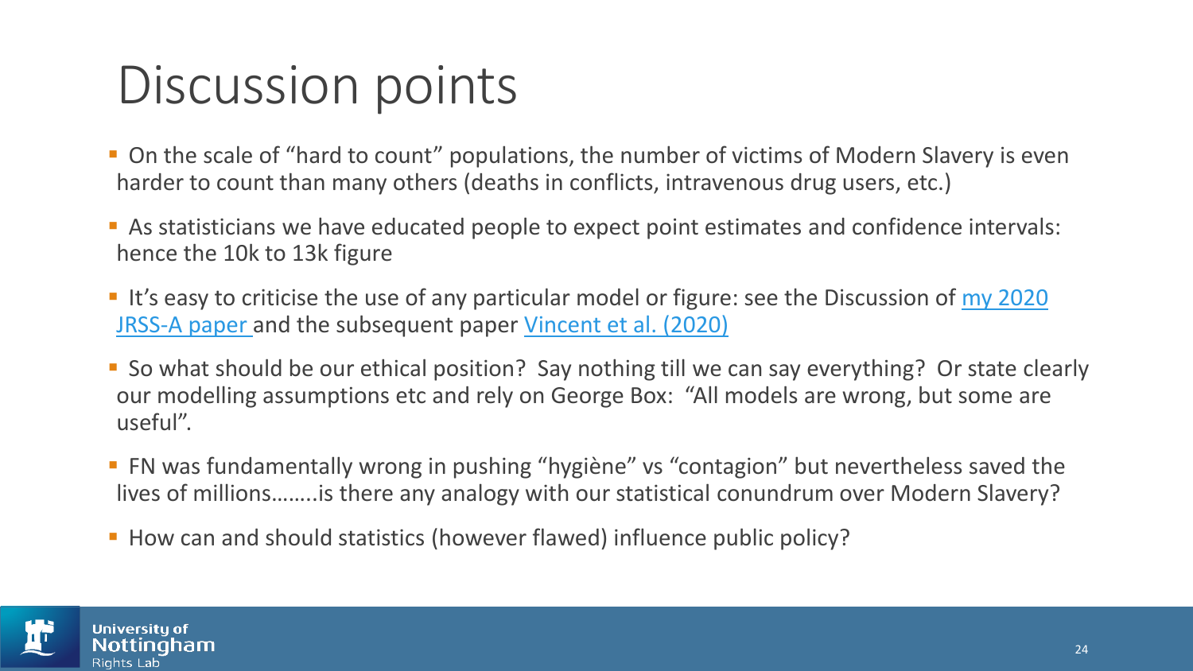# Discussion points

- On the scale of "hard to count" populations, the number of victims of Modern Slavery is even harder to count than many others (deaths in conflicts, intravenous drug users, etc.)
- As statisticians we have educated people to expect point estimates and confidence intervals: hence the 10k to 13k figure
- It's easy to criticise the use of any particular model or figure: see the Discussion of my 2020 JRSS-A paper and the subsequent paper Vincent et al. (2020)
- So what should be our ethical position? Say nothing till we can say everything? Or state clearly our modelling assumptions etc and rely on George Box: "All models are wrong, but some are useful".
- FN was fundamentally wrong in pushing "hygiène" vs "contagion" but nevertheless saved the lives of millions……..is there any analogy with our statistical conundrum over Modern Slavery?
- How can and should statistics (however flawed) influence public policy?